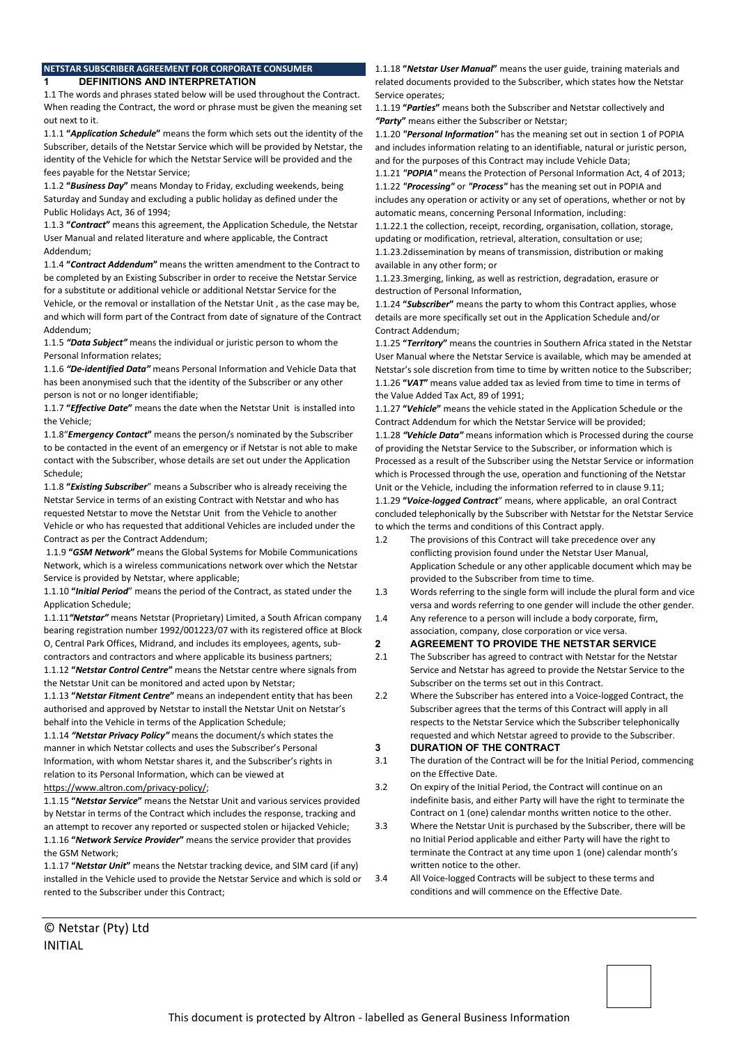**NETSTAR SUBSCRIBER AGREEMENT FOR CORPORATE CONSUMER**

## 1 DEFINITIONS AND INTERPRETATION

1.1 The words and phrases stated below will be used throughout the Contract. When reading the Contract, the word or phrase must be given the meaning set out next to it.

1.1.1 **"*Application Schedule*"** means the form which sets out the identity of the Subscriber, details of the Netstar Service which will be provided by Netstar, the identity of the Vehicle for which the Netstar Service will be provided and the fees payable for the Netstar Service;

1.1.2 **"*Business Day*"** means Monday to Friday, excluding weekends, being Saturday and Sunday and excluding a public holiday as defined under the Public Holidays Act, 36 of 1994;

1.1.3 **"*Contract*"** means this agreement, the Application Schedule, the Netstar User Manual and related literature and where applicable, the Contract Addendum;

1.1.4 **"*Contract Addendum*"** means the written amendment to the Contract to be completed by an Existing Subscriber in order to receive the Netstar Service for a substitute or additional vehicle or additional Netstar Service for the Vehicle, or the removal or installation of the Netstar Unit , as the case may be, and which will form part of the Contract from date of signature of the Contract Addendum;

1.1.5 ***"Data Subject"*** means the individual or juristic person to whom the Personal Information relates;

1.1.6 ***"De-identified Data"*** means Personal Information and Vehicle Data that has been anonymised such that the identity of the Subscriber or any other person is not or no longer identifiable;

1.1.7 **"*Effective Date*"** means the date when the Netstar Unit is installed into the Vehicle;

1.1.8"***Emergency Contact***" means the person/s nominated by the Subscriber to be contacted in the event of an emergency or if Netstar is not able to make contact with the Subscriber, whose details are set out under the Application Schedule;

1.1.8 **"*Existing Subscriber*"** means a Subscriber who is already receiving the Netstar Service in terms of an existing Contract with Netstar and who has requested Netstar to move the Netstar Unit from the Vehicle to another Vehicle or who has requested that additional Vehicles are included under the Contract as per the Contract Addendum;

1.1.9 **"*GSM Network*"** means the Global Systems for Mobile Communications Network, which is a wireless communications network over which the Netstar Service is provided by Netstar, where applicable;

1.1.10 **"*Initial Period*"** means the period of the Contract, as stated under the Application Schedule;

1.1.11***"Netstar"*** means Netstar (Proprietary) Limited, a South African company bearing registration number 1992/001223/07 with its registered office at Block O, Central Park Offices, Midrand, and includes its employees, agents, sub-contractors and contractors and where applicable its business partners;

1.1.12 **"*Netstar Control Centre*"** means the Netstar centre where signals from the Netstar Unit can be monitored and acted upon by Netstar;

1.1.13 **"*Netstar Fitment Centre*"** means an independent entity that has been authorised and approved by Netstar to install the Netstar Unit on Netstar's behalf into the Vehicle in terms of the Application Schedule;

1.1.14 ***"Netstar Privacy Policy"*** means the document/s which states the manner in which Netstar collects and uses the Subscriber's Personal Information, with whom Netstar shares it, and the Subscriber's rights in relation to its Personal Information, which can be viewed at https://www.altron.com/privacy-policy/;

1.1.15 **"*Netstar Service*"** means the Netstar Unit and various services provided by Netstar in terms of the Contract which includes the response, tracking and an attempt to recover any reported or suspected stolen or hijacked Vehicle;

1.1.16 **"*Network Service Provider*"** means the service provider that provides the GSM Network;

1.1.17 **"*Netstar Unit*"** means the Netstar tracking device, and SIM card (if any) installed in the Vehicle used to provide the Netstar Service and which is sold or rented to the Subscriber under this Contract;

1.1.18 **"*Netstar User Manual*"** means the user guide, training materials and related documents provided to the Subscriber, which states how the Netstar Service operates;

1.1.19 **"*Parties*"** means both the Subscriber and Netstar collectively and ***"Party"*** means either the Subscriber or Netstar;

1.1.20 ***"Personal Information"*** has the meaning set out in section 1 of POPIA and includes information relating to an identifiable, natural or juristic person, and for the purposes of this Contract may include Vehicle Data;

1.1.21 ***"POPIA"*** means the Protection of Personal Information Act, 4 of 2013;

1.1.22 ***"Processing"*** or ***"Process"*** has the meaning set out in POPIA and includes any operation or activity or any set of operations, whether or not by automatic means, concerning Personal Information, including:

1.1.22.1 the collection, receipt, recording, organisation, collation, storage, updating or modification, retrieval, alteration, consultation or use;

1.1.23.2dissemination by means of transmission, distribution or making available in any other form; or

1.1.23.3merging, linking, as well as restriction, degradation, erasure or destruction of Personal Information,

1.1.24 **"*Subscriber*"** means the party to whom this Contract applies, whose details are more specifically set out in the Application Schedule and/or Contract Addendum;

1.1.25 **"*Territory*"** means the countries in Southern Africa stated in the Netstar User Manual where the Netstar Service is available, which may be amended at Netstar's sole discretion from time to time by written notice to the Subscriber;

1.1.26 **"*VAT*"** means value added tax as levied from time to time in terms of the Value Added Tax Act, 89 of 1991;

1.1.27 **"*Vehicle*"** means the vehicle stated in the Application Schedule or the Contract Addendum for which the Netstar Service will be provided;

1.1.28 ***"Vehicle Data"*** means information which is Processed during the course of providing the Netstar Service to the Subscriber, or information which is Processed as a result of the Subscriber using the Netstar Service or information which is Processed through the use, operation and functioning of the Netstar Unit or the Vehicle, including the information referred to in clause 9.11;

1.1.29 **"*Voice-logged Contract*"** means, where applicable, an oral Contract concluded telephonically by the Subscriber with Netstar for the Netstar Service to which the terms and conditions of this Contract apply.

1.2 The provisions of this Contract will take precedence over any conflicting provision found under the Netstar User Manual, Application Schedule or any other applicable document which may be provided to the Subscriber from time to time.

1.3 Words referring to the single form will include the plural form and vice versa and words referring to one gender will include the other gender.

1.4 Any reference to a person will include a body corporate, firm, association, company, close corporation or vice versa.

## 2 AGREEMENT TO PROVIDE THE NETSTAR SERVICE

2.1 The Subscriber has agreed to contract with Netstar for the Netstar Service and Netstar has agreed to provide the Netstar Service to the Subscriber on the terms set out in this Contract.

2.2 Where the Subscriber has entered into a Voice-logged Contract, the Subscriber agrees that the terms of this Contract will apply in all respects to the Netstar Service which the Subscriber telephonically requested and which Netstar agreed to provide to the Subscriber.

## 3 DURATION OF THE CONTRACT

3.1 The duration of the Contract will be for the Initial Period, commencing on the Effective Date.

3.2 On expiry of the Initial Period, the Contract will continue on an indefinite basis, and either Party will have the right to terminate the Contract on 1 (one) calendar months written notice to the other.

3.3 Where the Netstar Unit is purchased by the Subscriber, there will be no Initial Period applicable and either Party will have the right to terminate the Contract at any time upon 1 (one) calendar month's written notice to the other.

3.4 All Voice-logged Contracts will be subject to these terms and conditions and will commence on the Effective Date.

© Netstar (Pty) Ltd
INITIAL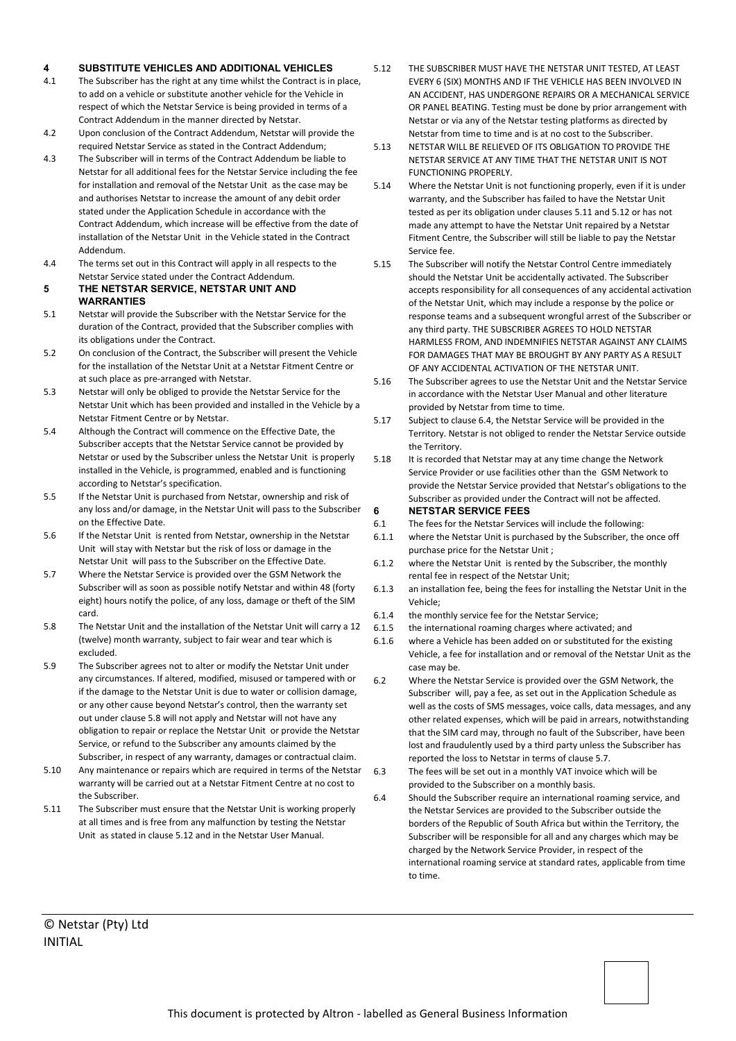## 4 SUBSTITUTE VEHICLES AND ADDITIONAL VEHICLES

4.1 The Subscriber has the right at any time whilst the Contract is in place, to add on a vehicle or substitute another vehicle for the Vehicle in respect of which the Netstar Service is being provided in terms of a Contract Addendum in the manner directed by Netstar.

4.2 Upon conclusion of the Contract Addendum, Netstar will provide the required Netstar Service as stated in the Contract Addendum;

4.3 The Subscriber will in terms of the Contract Addendum be liable to Netstar for all additional fees for the Netstar Service including the fee for installation and removal of the Netstar Unit as the case may be and authorises Netstar to increase the amount of any debit order stated under the Application Schedule in accordance with the Contract Addendum, which increase will be effective from the date of installation of the Netstar Unit in the Vehicle stated in the Contract Addendum.

4.4 The terms set out in this Contract will apply in all respects to the Netstar Service stated under the Contract Addendum.

## 5 THE NETSTAR SERVICE, NETSTAR UNIT AND WARRANTIES

5.1 Netstar will provide the Subscriber with the Netstar Service for the duration of the Contract, provided that the Subscriber complies with its obligations under the Contract.

5.2 On conclusion of the Contract, the Subscriber will present the Vehicle for the installation of the Netstar Unit at a Netstar Fitment Centre or at such place as pre-arranged with Netstar.

5.3 Netstar will only be obliged to provide the Netstar Service for the Netstar Unit which has been provided and installed in the Vehicle by a Netstar Fitment Centre or by Netstar.

5.4 Although the Contract will commence on the Effective Date, the Subscriber accepts that the Netstar Service cannot be provided by Netstar or used by the Subscriber unless the Netstar Unit is properly installed in the Vehicle, is programmed, enabled and is functioning according to Netstar's specification.

5.5 If the Netstar Unit is purchased from Netstar, ownership and risk of any loss and/or damage, in the Netstar Unit will pass to the Subscriber on the Effective Date.

5.6 If the Netstar Unit is rented from Netstar, ownership in the Netstar Unit will stay with Netstar but the risk of loss or damage in the Netstar Unit will pass to the Subscriber on the Effective Date.

5.7 Where the Netstar Service is provided over the GSM Network the Subscriber will as soon as possible notify Netstar and within 48 (forty eight) hours notify the police, of any loss, damage or theft of the SIM card.

5.8 The Netstar Unit and the installation of the Netstar Unit will carry a 12 (twelve) month warranty, subject to fair wear and tear which is excluded.

5.9 The Subscriber agrees not to alter or modify the Netstar Unit under any circumstances. If altered, modified, misused or tampered with or if the damage to the Netstar Unit is due to water or collision damage, or any other cause beyond Netstar's control, then the warranty set out under clause 5.8 will not apply and Netstar will not have any obligation to repair or replace the Netstar Unit or provide the Netstar Service, or refund to the Subscriber any amounts claimed by the Subscriber, in respect of any warranty, damages or contractual claim.

5.10 Any maintenance or repairs which are required in terms of the Netstar warranty will be carried out at a Netstar Fitment Centre at no cost to the Subscriber.

5.11 The Subscriber must ensure that the Netstar Unit is working properly at all times and is free from any malfunction by testing the Netstar Unit as stated in clause 5.12 and in the Netstar User Manual.

5.12 THE SUBSCRIBER MUST HAVE THE NETSTAR UNIT TESTED, AT LEAST EVERY 6 (SIX) MONTHS AND IF THE VEHICLE HAS BEEN INVOLVED IN AN ACCIDENT, HAS UNDERGONE REPAIRS OR A MECHANICAL SERVICE OR PANEL BEATING. Testing must be done by prior arrangement with Netstar or via any of the Netstar testing platforms as directed by Netstar from time to time and is at no cost to the Subscriber.

5.13 NETSTAR WILL BE RELIEVED OF ITS OBLIGATION TO PROVIDE THE NETSTAR SERVICE AT ANY TIME THAT THE NETSTAR UNIT IS NOT FUNCTIONING PROPERLY.

5.14 Where the Netstar Unit is not functioning properly, even if it is under warranty, and the Subscriber has failed to have the Netstar Unit tested as per its obligation under clauses 5.11 and 5.12 or has not made any attempt to have the Netstar Unit repaired by a Netstar Fitment Centre, the Subscriber will still be liable to pay the Netstar Service fee.

5.15 The Subscriber will notify the Netstar Control Centre immediately should the Netstar Unit be accidentally activated. The Subscriber accepts responsibility for all consequences of any accidental activation of the Netstar Unit, which may include a response by the police or response teams and a subsequent wrongful arrest of the Subscriber or any third party. THE SUBSCRIBER AGREES TO HOLD NETSTAR HARMLESS FROM, AND INDEMNIFIES NETSTAR AGAINST ANY CLAIMS FOR DAMAGES THAT MAY BE BROUGHT BY ANY PARTY AS A RESULT OF ANY ACCIDENTAL ACTIVATION OF THE NETSTAR UNIT.

5.16 The Subscriber agrees to use the Netstar Unit and the Netstar Service in accordance with the Netstar User Manual and other literature provided by Netstar from time to time.

5.17 Subject to clause 6.4, the Netstar Service will be provided in the Territory. Netstar is not obliged to render the Netstar Service outside the Territory.

5.18 It is recorded that Netstar may at any time change the Network Service Provider or use facilities other than the GSM Network to provide the Netstar Service provided that Netstar's obligations to the Subscriber as provided under the Contract will not be affected.

## 6 NETSTAR SERVICE FEES

6.1 The fees for the Netstar Services will include the following:

6.1.1 where the Netstar Unit is purchased by the Subscriber, the once off purchase price for the Netstar Unit ;

6.1.2 where the Netstar Unit is rented by the Subscriber, the monthly rental fee in respect of the Netstar Unit;

6.1.3 an installation fee, being the fees for installing the Netstar Unit in the Vehicle;

6.1.4 the monthly service fee for the Netstar Service;

6.1.5 the international roaming charges where activated; and

6.1.6 where a Vehicle has been added on or substituted for the existing Vehicle, a fee for installation and or removal of the Netstar Unit as the case may be.

6.2 Where the Netstar Service is provided over the GSM Network, the Subscriber will, pay a fee, as set out in the Application Schedule as well as the costs of SMS messages, voice calls, data messages, and any other related expenses, which will be paid in arrears, notwithstanding that the SIM card may, through no fault of the Subscriber, have been lost and fraudulently used by a third party unless the Subscriber has reported the loss to Netstar in terms of clause 5.7.

6.3 The fees will be set out in a monthly VAT invoice which will be provided to the Subscriber on a monthly basis.

6.4 Should the Subscriber require an international roaming service, and the Netstar Services are provided to the Subscriber outside the borders of the Republic of South Africa but within the Territory, the Subscriber will be responsible for all and any charges which may be charged by the Network Service Provider, in respect of the international roaming service at standard rates, applicable from time to time.

© Netstar (Pty) Ltd
INITIAL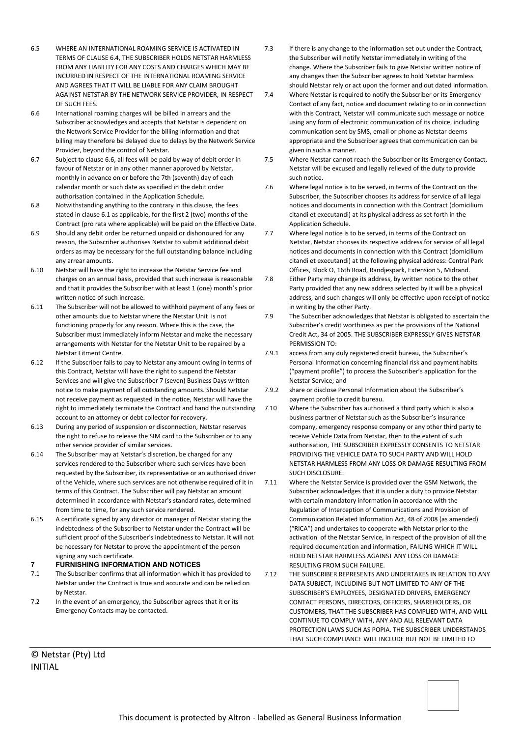6.5 WHERE AN INTERNATIONAL ROAMING SERVICE IS ACTIVATED IN TERMS OF CLAUSE 6.4, THE SUBSCRIBER HOLDS NETSTAR HARMLESS FROM ANY LIABILITY FOR ANY COSTS AND CHARGES WHICH MAY BE INCURRED IN RESPECT OF THE INTERNATIONAL ROAMING SERVICE AND AGREES THAT IT WILL BE LIABLE FOR ANY CLAIM BROUGHT AGAINST NETSTAR BY THE NETWORK SERVICE PROVIDER, IN RESPECT OF SUCH FEES.

6.6 International roaming charges will be billed in arrears and the Subscriber acknowledges and accepts that Netstar is dependent on the Network Service Provider for the billing information and that billing may therefore be delayed due to delays by the Network Service Provider, beyond the control of Netstar.

6.7 Subject to clause 6.6, all fees will be paid by way of debit order in favour of Netstar or in any other manner approved by Netstar, monthly in advance on or before the 7th (seventh) day of each calendar month or such date as specified in the debit order authorisation contained in the Application Schedule.

6.8 Notwithstanding anything to the contrary in this clause, the fees stated in clause 6.1 as applicable, for the first 2 (two) months of the Contract (pro rata where applicable) will be paid on the Effective Date.

6.9 Should any debit order be returned unpaid or dishonoured for any reason, the Subscriber authorises Netstar to submit additional debit orders as may be necessary for the full outstanding balance including any arrear amounts.

6.10 Netstar will have the right to increase the Netstar Service fee and charges on an annual basis, provided that such increase is reasonable and that it provides the Subscriber with at least 1 (one) month's prior written notice of such increase.

6.11 The Subscriber will not be allowed to withhold payment of any fees or other amounts due to Netstar where the Netstar Unit is not functioning properly for any reason. Where this is the case, the Subscriber must immediately inform Netstar and make the necessary arrangements with Netstar for the Netstar Unit to be repaired by a Netstar Fitment Centre.

6.12 If the Subscriber fails to pay to Netstar any amount owing in terms of this Contract, Netstar will have the right to suspend the Netstar Services and will give the Subscriber 7 (seven) Business Days written notice to make payment of all outstanding amounts. Should Netstar not receive payment as requested in the notice, Netstar will have the right to immediately terminate the Contract and hand the outstanding account to an attorney or debt collector for recovery.

6.13 During any period of suspension or disconnection, Netstar reserves the right to refuse to release the SIM card to the Subscriber or to any other service provider of similar services.

6.14 The Subscriber may at Netstar's discretion, be charged for any services rendered to the Subscriber where such services have been requested by the Subscriber, its representative or an authorised driver of the Vehicle, where such services are not otherwise required of it in terms of this Contract. The Subscriber will pay Netstar an amount determined in accordance with Netstar's standard rates, determined from time to time, for any such service rendered.

6.15 A certificate signed by any director or manager of Netstar stating the indebtedness of the Subscriber to Netstar under the Contract will be sufficient proof of the Subscriber's indebtedness to Netstar. It will not be necessary for Netstar to prove the appointment of the person signing any such certificate.

## 7 FURNISHING INFORMATION AND NOTICES

7.1 The Subscriber confirms that all information which it has provided to Netstar under the Contract is true and accurate and can be relied on by Netstar.

7.2 In the event of an emergency, the Subscriber agrees that it or its Emergency Contacts may be contacted.

7.3 If there is any change to the information set out under the Contract, the Subscriber will notify Netstar immediately in writing of the change. Where the Subscriber fails to give Netstar written notice of any changes then the Subscriber agrees to hold Netstar harmless should Netstar rely or act upon the former and out dated information.

7.4 Where Netstar is required to notify the Subscriber or its Emergency Contact of any fact, notice and document relating to or in connection with this Contract, Netstar will communicate such message or notice using any form of electronic communication of its choice, including communication sent by SMS, email or phone as Netstar deems appropriate and the Subscriber agrees that communication can be given in such a manner.

7.5 Where Netstar cannot reach the Subscriber or its Emergency Contact, Netstar will be excused and legally relieved of the duty to provide such notice.

7.6 Where legal notice is to be served, in terms of the Contract on the Subscriber, the Subscriber chooses its address for service of all legal notices and documents in connection with this Contract (domicilium citandi et executandi) at its physical address as set forth in the Application Schedule.

7.7 Where legal notice is to be served, in terms of the Contract on Netstar, Netstar chooses its respective address for service of all legal notices and documents in connection with this Contract (domicilium citandi et executandi) at the following physical address: Central Park Offices, Block O, 16th Road, Randjespark, Extension 5, Midrand.

7.8 Either Party may change its address, by written notice to the other Party provided that any new address selected by it will be a physical address, and such changes will only be effective upon receipt of notice in writing by the other Party.

7.9 The Subscriber acknowledges that Netstar is obligated to ascertain the Subscriber's credit worthiness as per the provisions of the National Credit Act, 34 of 2005. THE SUBSCRIBER EXPRESSLY GIVES NETSTAR PERMISSION TO:

7.9.1 access from any duly registered credit bureau, the Subscriber's Personal Information concerning financial risk and payment habits ("payment profile") to process the Subscriber's application for the Netstar Service; and

7.9.2 share or disclose Personal Information about the Subscriber's payment profile to credit bureau.

7.10 Where the Subscriber has authorised a third party which is also a business partner of Netstar such as the Subscriber's insurance company, emergency response company or any other third party to receive Vehicle Data from Netstar, then to the extent of such authorisation, THE SUBSCRIBER EXPRESSLY CONSENTS TO NETSTAR PROVIDING THE VEHICLE DATA TO SUCH PARTY AND WILL HOLD NETSTAR HARMLESS FROM ANY LOSS OR DAMAGE RESULTING FROM SUCH DISCLOSURE.

7.11 Where the Netstar Service is provided over the GSM Network, the Subscriber acknowledges that it is under a duty to provide Netstar with certain mandatory information in accordance with the Regulation of Interception of Communications and Provision of Communication Related Information Act, 48 of 2008 (as amended) ("RICA") and undertakes to cooperate with Netstar prior to the activation of the Netstar Service, in respect of the provision of all the required documentation and information, FAILING WHICH IT WILL HOLD NETSTAR HARMLESS AGAINST ANY LOSS OR DAMAGE RESULTING FROM SUCH FAILURE.

7.12 THE SUBSCRIBER REPRESENTS AND UNDERTAKES IN RELATION TO ANY DATA SUBJECT, INCLUDING BUT NOT LIMITED TO ANY OF THE SUBSCRIBER'S EMPLOYEES, DESIGNATED DRIVERS, EMERGENCY CONTACT PERSONS, DIRECTORS, OFFICERS, SHAREHOLDERS, OR CUSTOMERS, THAT THE SUBSCRIBER HAS COMPLIED WITH, AND WILL CONTINUE TO COMPLY WITH, ANY AND ALL RELEVANT DATA PROTECTION LAWS SUCH AS POPIA. THE SUBSCRIBER UNDERSTANDS THAT SUCH COMPLIANCE WILL INCLUDE BUT NOT BE LIMITED TO

© Netstar (Pty) Ltd
INITIAL

This document is protected by Altron - labelled as General Business Information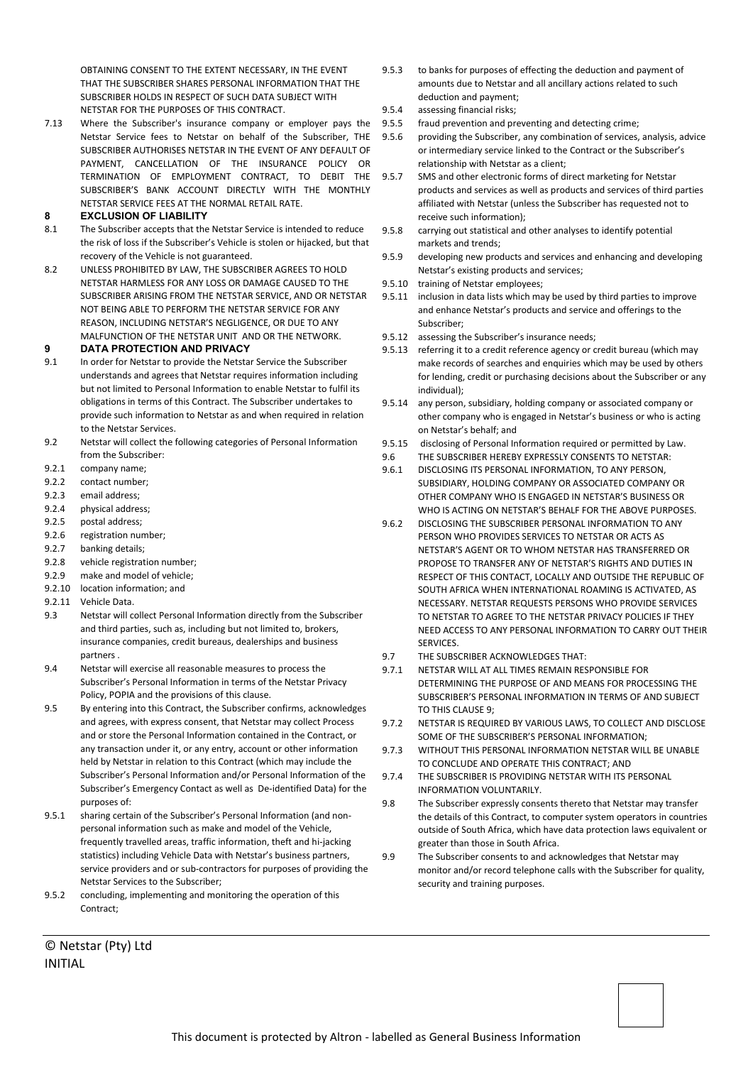OBTAINING CONSENT TO THE EXTENT NECESSARY, IN THE EVENT THAT THE SUBSCRIBER SHARES PERSONAL INFORMATION THAT THE SUBSCRIBER HOLDS IN RESPECT OF SUCH DATA SUBJECT WITH NETSTAR FOR THE PURPOSES OF THIS CONTRACT.

7.13 Where the Subscriber's insurance company or employer pays the Netstar Service fees to Netstar on behalf of the Subscriber, THE SUBSCRIBER AUTHORISES NETSTAR IN THE EVENT OF ANY DEFAULT OF PAYMENT, CANCELLATION OF THE INSURANCE POLICY OR TERMINATION OF EMPLOYMENT CONTRACT, TO DEBIT THE SUBSCRIBER'S BANK ACCOUNT DIRECTLY WITH THE MONTHLY NETSTAR SERVICE FEES AT THE NORMAL RETAIL RATE.

## 8 EXCLUSION OF LIABILITY

8.1 The Subscriber accepts that the Netstar Service is intended to reduce the risk of loss if the Subscriber's Vehicle is stolen or hijacked, but that recovery of the Vehicle is not guaranteed.

8.2 UNLESS PROHIBITED BY LAW, THE SUBSCRIBER AGREES TO HOLD NETSTAR HARMLESS FOR ANY LOSS OR DAMAGE CAUSED TO THE SUBSCRIBER ARISING FROM THE NETSTAR SERVICE, AND OR NETSTAR NOT BEING ABLE TO PERFORM THE NETSTAR SERVICE FOR ANY REASON, INCLUDING NETSTAR'S NEGLIGENCE, OR DUE TO ANY MALFUNCTION OF THE NETSTAR UNIT AND OR THE NETWORK.

## 9 DATA PROTECTION AND PRIVACY

9.1 In order for Netstar to provide the Netstar Service the Subscriber understands and agrees that Netstar requires information including but not limited to Personal Information to enable Netstar to fulfil its obligations in terms of this Contract. The Subscriber undertakes to provide such information to Netstar as and when required in relation to the Netstar Services.

9.2 Netstar will collect the following categories of Personal Information from the Subscriber:

9.2.1 company name;

9.2.2 contact number;

9.2.3 email address;

9.2.4 physical address;

9.2.5 postal address;

9.2.6 registration number;

9.2.7 banking details;

9.2.8 vehicle registration number;

9.2.9 make and model of vehicle;

9.2.10 location information; and

9.2.11 Vehicle Data.

9.3 Netstar will collect Personal Information directly from the Subscriber and third parties, such as, including but not limited to, brokers, insurance companies, credit bureaus, dealerships and business partners .

9.4 Netstar will exercise all reasonable measures to process the Subscriber's Personal Information in terms of the Netstar Privacy Policy, POPIA and the provisions of this clause.

9.5 By entering into this Contract, the Subscriber confirms, acknowledges and agrees, with express consent, that Netstar may collect Process and or store the Personal Information contained in the Contract, or any transaction under it, or any entry, account or other information held by Netstar in relation to this Contract (which may include the Subscriber's Personal Information and/or Personal Information of the Subscriber's Emergency Contact as well as De-identified Data) for the purposes of:

9.5.1 sharing certain of the Subscriber's Personal Information (and non-personal information such as make and model of the Vehicle, frequently travelled areas, traffic information, theft and hi-jacking statistics) including Vehicle Data with Netstar's business partners, service providers and or sub-contractors for purposes of providing the Netstar Services to the Subscriber;

9.5.2 concluding, implementing and monitoring the operation of this Contract;

9.5.3 to banks for purposes of effecting the deduction and payment of amounts due to Netstar and all ancillary actions related to such deduction and payment;

9.5.4 assessing financial risks;

9.5.5 fraud prevention and preventing and detecting crime;

9.5.6 providing the Subscriber, any combination of services, analysis, advice or intermediary service linked to the Contract or the Subscriber's relationship with Netstar as a client;

9.5.7 SMS and other electronic forms of direct marketing for Netstar products and services as well as products and services of third parties affiliated with Netstar (unless the Subscriber has requested not to receive such information);

9.5.8 carrying out statistical and other analyses to identify potential markets and trends;

9.5.9 developing new products and services and enhancing and developing Netstar's existing products and services;

9.5.10 training of Netstar employees;

9.5.11 inclusion in data lists which may be used by third parties to improve and enhance Netstar's products and service and offerings to the Subscriber;

9.5.12 assessing the Subscriber's insurance needs;

9.5.13 referring it to a credit reference agency or credit bureau (which may make records of searches and enquiries which may be used by others for lending, credit or purchasing decisions about the Subscriber or any individual);

9.5.14 any person, subsidiary, holding company or associated company or other company who is engaged in Netstar's business or who is acting on Netstar's behalf; and

9.5.15 disclosing of Personal Information required or permitted by Law.

9.6 THE SUBSCRIBER HEREBY EXPRESSLY CONSENTS TO NETSTAR:

9.6.1 DISCLOSING ITS PERSONAL INFORMATION, TO ANY PERSON, SUBSIDIARY, HOLDING COMPANY OR ASSOCIATED COMPANY OR OTHER COMPANY WHO IS ENGAGED IN NETSTAR'S BUSINESS OR WHO IS ACTING ON NETSTAR'S BEHALF FOR THE ABOVE PURPOSES.

9.6.2 DISCLOSING THE SUBSCRIBER PERSONAL INFORMATION TO ANY PERSON WHO PROVIDES SERVICES TO NETSTAR OR ACTS AS NETSTAR'S AGENT OR TO WHOM NETSTAR HAS TRANSFERRED OR PROPOSE TO TRANSFER ANY OF NETSTAR'S RIGHTS AND DUTIES IN RESPECT OF THIS CONTACT, LOCALLY AND OUTSIDE THE REPUBLIC OF SOUTH AFRICA WHEN INTERNATIONAL ROAMING IS ACTIVATED, AS NECESSARY. NETSTAR REQUESTS PERSONS WHO PROVIDE SERVICES TO NETSTAR TO AGREE TO THE NETSTAR PRIVACY POLICIES IF THEY NEED ACCESS TO ANY PERSONAL INFORMATION TO CARRY OUT THEIR SERVICES.

9.7 THE SUBSCRIBER ACKNOWLEDGES THAT:

9.7.1 NETSTAR WILL AT ALL TIMES REMAIN RESPONSIBLE FOR DETERMINING THE PURPOSE OF AND MEANS FOR PROCESSING THE SUBSCRIBER'S PERSONAL INFORMATION IN TERMS OF AND SUBJECT TO THIS CLAUSE 9;

9.7.2 NETSTAR IS REQUIRED BY VARIOUS LAWS, TO COLLECT AND DISCLOSE SOME OF THE SUBSCRIBER'S PERSONAL INFORMATION;

9.7.3 WITHOUT THIS PERSONAL INFORMATION NETSTAR WILL BE UNABLE TO CONCLUDE AND OPERATE THIS CONTRACT; AND

9.7.4 THE SUBSCRIBER IS PROVIDING NETSTAR WITH ITS PERSONAL INFORMATION VOLUNTARILY.

9.8 The Subscriber expressly consents thereto that Netstar may transfer the details of this Contract, to computer system operators in countries outside of South Africa, which have data protection laws equivalent or greater than those in South Africa.

9.9 The Subscriber consents to and acknowledges that Netstar may monitor and/or record telephone calls with the Subscriber for quality, security and training purposes.

© Netstar (Pty) Ltd

INITIAL

This document is protected by Altron - labelled as General Business Information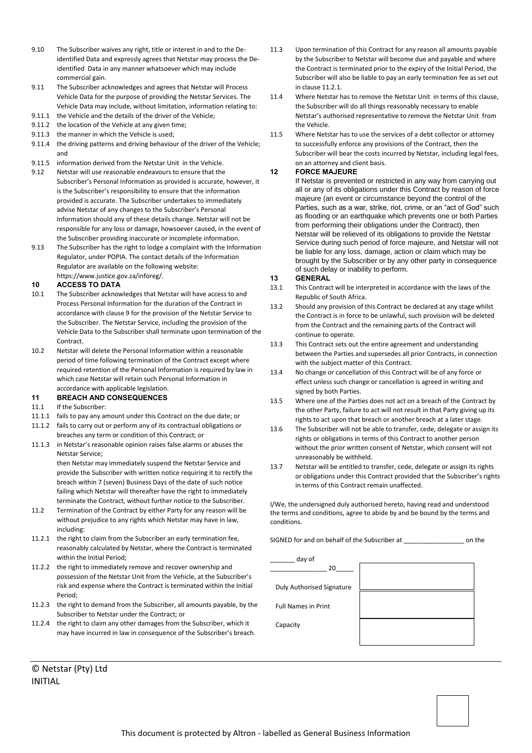9.10 The Subscriber waives any right, title or interest in and to the De-identified Data and expressly agrees that Netstar may process the De-identified Data in any manner whatsoever which may include commercial gain.

9.11 The Subscriber acknowledges and agrees that Netstar will Process Vehicle Data for the purpose of providing the Netstar Services. The Vehicle Data may include, without limitation, information relating to:

9.11.1 the Vehicle and the details of the driver of the Vehicle;

9.11.2 the location of the Vehicle at any given time;

9.11.3 the manner in which the Vehicle is used;

9.11.4 the driving patterns and driving behaviour of the driver of the Vehicle; and

9.11.5 information derived from the Netstar Unit in the Vehicle.

9.12 Netstar will use reasonable endeavours to ensure that the Subscriber's Personal Information as provided is accurate, however, it is the Subscriber's responsibility to ensure that the information provided is accurate. The Subscriber undertakes to immediately advise Netstar of any changes to the Subscriber's Personal Information should any of these details change. Netstar will not be responsible for any loss or damage, howsoever caused, in the event of the Subscriber providing inaccurate or incomplete information.

9.13 The Subscriber has the right to lodge a complaint with the Information Regulator, under POPIA. The contact details of the Information Regulator are available on the following website: https://www.justice.gov.za/inforeg/.

## 10 ACCESS TO DATA

10.1 The Subscriber acknowledges that Netstar will have access to and Process Personal Information for the duration of the Contract in accordance with clause 9 for the provision of the Netstar Service to the Subscriber. The Netstar Service, including the provision of the Vehicle Data to the Subscriber shall terminate upon termination of the Contract.

10.2 Netstar will delete the Personal Information within a reasonable period of time following termination of the Contract except where required retention of the Personal Information is required by law in which case Netstar will retain such Personal Information in accordance with applicable legislation.

## 11 BREACH AND CONSEQUENCES

11.1 If the Subscriber:

11.1.1 fails to pay any amount under this Contract on the due date; or

11.1.2 fails to carry out or perform any of its contractual obligations or breaches any term or condition of this Contract; or

11.1.3 in Netstar's reasonable opinion raises false alarms or abuses the Netstar Service;

then Netstar may immediately suspend the Netstar Service and provide the Subscriber with written notice requiring it to rectify the breach within 7 (seven) Business Days of the date of such notice failing which Netstar will thereafter have the right to immediately terminate the Contract, without further notice to the Subscriber.

11.2 Termination of the Contract by either Party for any reason will be without prejudice to any rights which Netstar may have in law, including:

11.2.1 the right to claim from the Subscriber an early termination fee, reasonably calculated by Netstar, where the Contract is terminated within the Initial Period;

11.2.2 the right to immediately remove and recover ownership and possession of the Netstar Unit from the Vehicle, at the Subscriber's risk and expense where the Contract is terminated within the Initial Period;

11.2.3 the right to demand from the Subscriber, all amounts payable, by the Subscriber to Netstar under the Contract; or

11.2.4 the right to claim any other damages from the Subscriber, which it may have incurred in law in consequence of the Subscriber's breach.

11.3 Upon termination of this Contract for any reason all amounts payable by the Subscriber to Netstar will become due and payable and where the Contract is terminated prior to the expiry of the Initial Period, the Subscriber will also be liable to pay an early termination fee as set out in clause 11.2.1.

11.4 Where Netstar has to remove the Netstar Unit in terms of this clause, the Subscriber will do all things reasonably necessary to enable Netstar's authorised representative to remove the Netstar Unit from the Vehicle.

11.5 Where Netstar has to use the services of a debt collector or attorney to successfully enforce any provisions of the Contract, then the Subscriber will bear the costs incurred by Netstar, including legal fees, on an attorney and client basis.

## 12 FORCE MAJEURE

If Netstar is prevented or restricted in any way from carrying out all or any of its obligations under this Contract by reason of force majeure (an event or circumstance beyond the control of the Parties, such as a war, strike, riot, crime, or an "act of God" such as flooding or an earthquake which prevents one or both Parties from performing their obligations under the Contract), then Netstar will be relieved of its obligations to provide the Netstar Service during such period of force majeure, and Netstar will not be liable for any loss, damage, action or claim which may be brought by the Subscriber or by any other party in consequence of such delay or inability to perform.

## 13 GENERAL

13.1 This Contract will be interpreted in accordance with the laws of the Republic of South Africa.

13.2 Should any provision of this Contract be declared at any stage whilst the Contract is in force to be unlawful, such provision will be deleted from the Contract and the remaining parts of the Contract will continue to operate.

13.3 This Contract sets out the entire agreement and understanding between the Parties and supersedes all prior Contracts, in connection with the subject matter of this Contract.

13.4 No change or cancellation of this Contract will be of any force or effect unless such change or cancellation is agreed in writing and signed by both Parties.

13.5 Where one of the Parties does not act on a breach of the Contract by the other Party, failure to act will not result in that Party giving up its rights to act upon that breach or another breach at a later stage.

13.6 The Subscriber will not be able to transfer, cede, delegate or assign its rights or obligations in terms of this Contract to another person without the prior written consent of Netstar, which consent will not unreasonably be withheld.

13.7 Netstar will be entitled to transfer, cede, delegate or assign its rights or obligations under this Contract provided that the Subscriber's rights in terms of this Contract remain unaffected.

I/We, the undersigned duly authorised hereto, having read and understood the terms and conditions, agree to abide by and be bound by the terms and conditions.

SIGNED for and on behalf of the Subscriber at _________________ on the

_______ day of

________________ 20_____

| | |
|---|---|
| Duly Authorised Signature | |
| Full Names in Print | |
| Capacity | |

© Netstar (Pty) Ltd

INITIAL

This document is protected by Altron - labelled as General Business Information